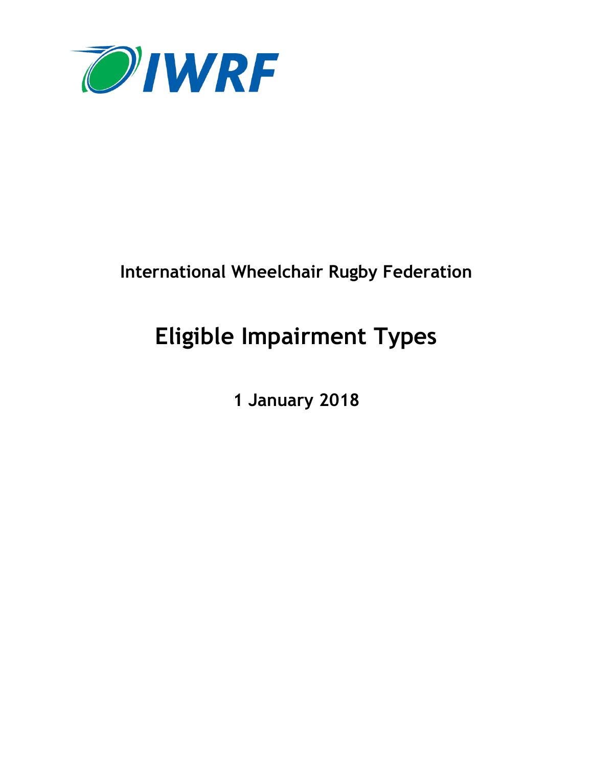IWRF

**International Wheelchair Rugby Federation**

# Eligible Impairment Types

**1 January 2018**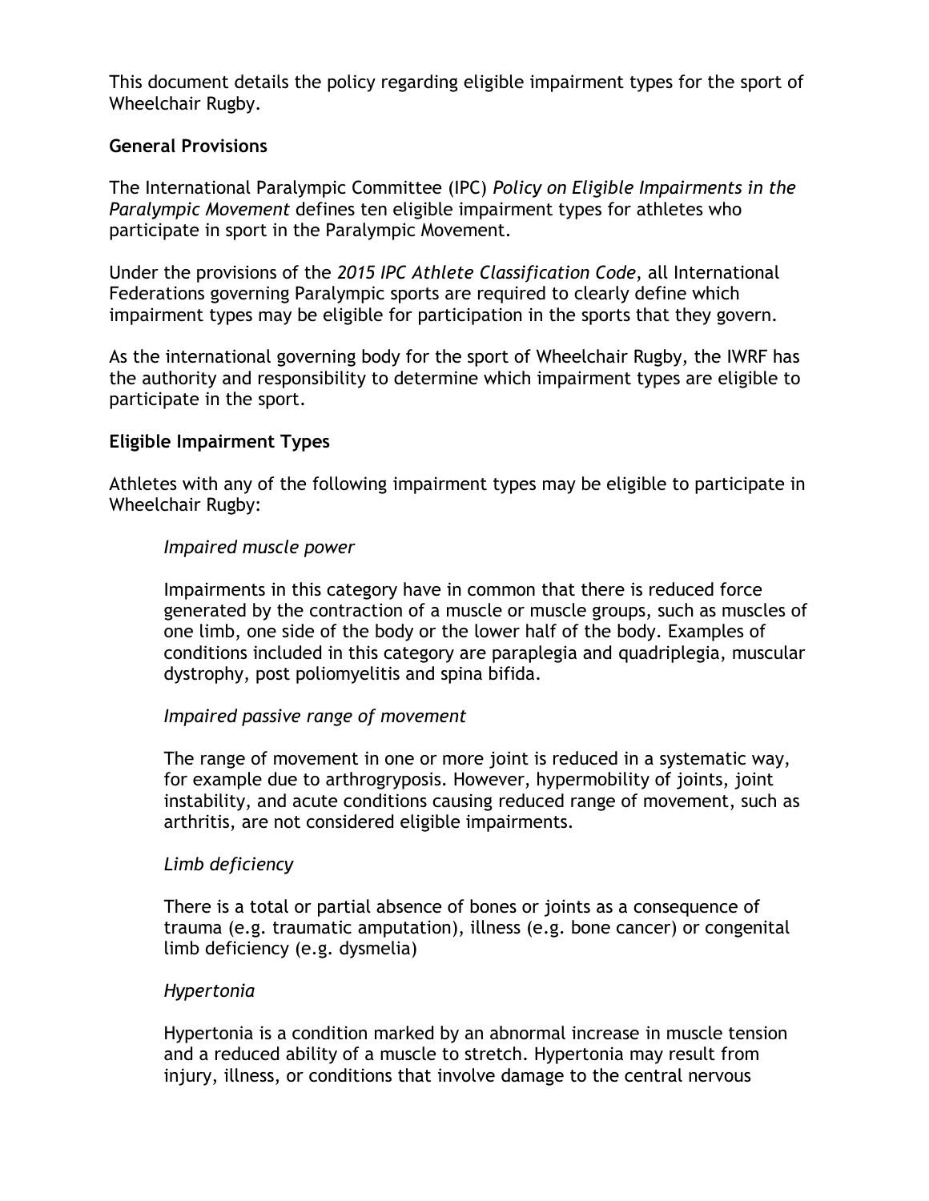This document details the policy regarding eligible impairment types for the sport of Wheelchair Rugby.

**General Provisions**

The International Paralympic Committee (IPC) *Policy on Eligible Impairments in the Paralympic Movement* defines ten eligible impairment types for athletes who participate in sport in the Paralympic Movement.

Under the provisions of the *2015 IPC Athlete Classification Code*, all International Federations governing Paralympic sports are required to clearly define which impairment types may be eligible for participation in the sports that they govern.

As the international governing body for the sport of Wheelchair Rugby, the IWRF has the authority and responsibility to determine which impairment types are eligible to participate in the sport.

**Eligible Impairment Types**

Athletes with any of the following impairment types may be eligible to participate in Wheelchair Rugby:

> *Impaired muscle power*
>
> Impairments in this category have in common that there is reduced force generated by the contraction of a muscle or muscle groups, such as muscles of one limb, one side of the body or the lower half of the body. Examples of conditions included in this category are paraplegia and quadriplegia, muscular dystrophy, post poliomyelitis and spina bifida.
>
> *Impaired passive range of movement*
>
> The range of movement in one or more joint is reduced in a systematic way, for example due to arthrogryposis. However, hypermobility of joints, joint instability, and acute conditions causing reduced range of movement, such as arthritis, are not considered eligible impairments.
>
> *Limb deficiency*
>
> There is a total or partial absence of bones or joints as a consequence of trauma (e.g. traumatic amputation), illness (e.g. bone cancer) or congenital limb deficiency (e.g. dysmelia)
>
> *Hypertonia*
>
> Hypertonia is a condition marked by an abnormal increase in muscle tension and a reduced ability of a muscle to stretch. Hypertonia may result from injury, illness, or conditions that involve damage to the central nervous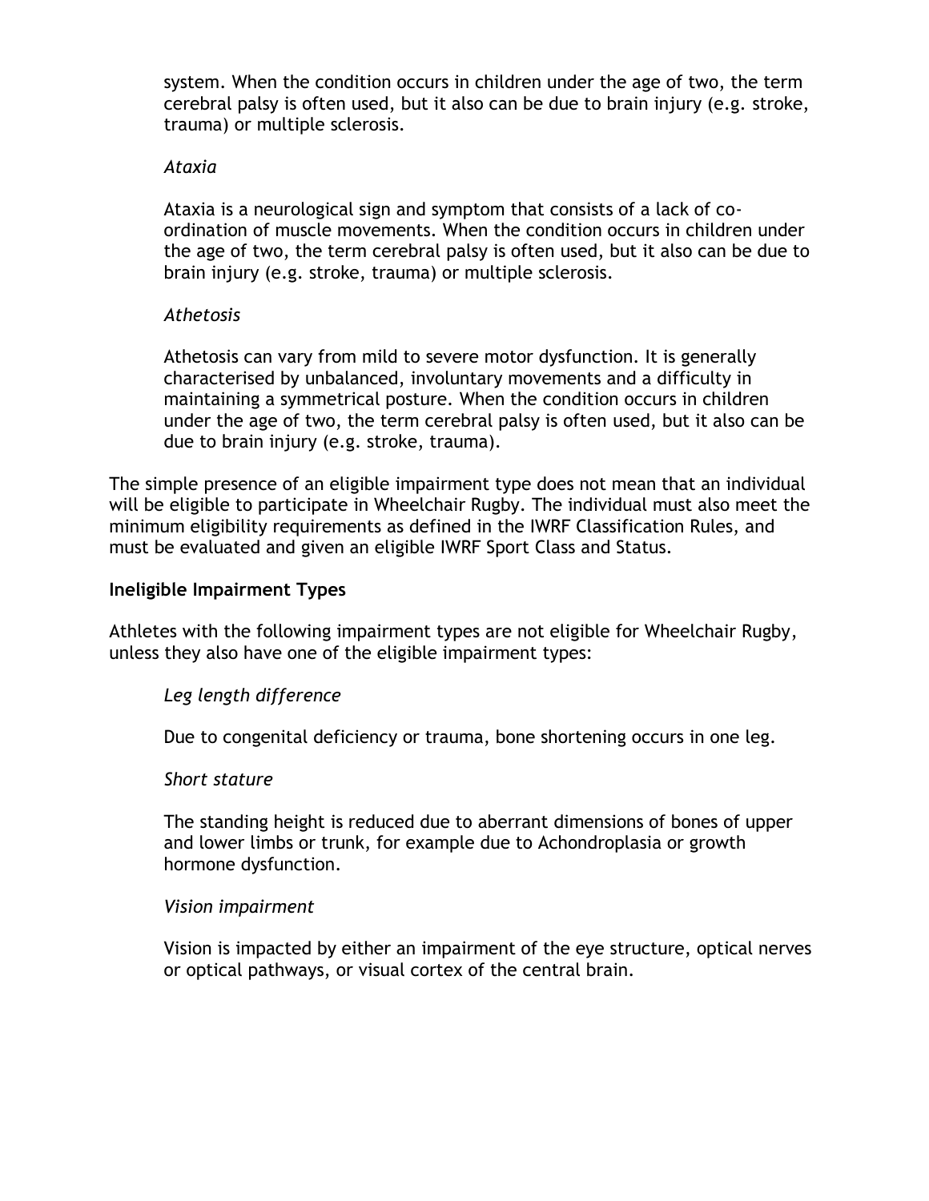system. When the condition occurs in children under the age of two, the term cerebral palsy is often used, but it also can be due to brain injury (e.g. stroke, trauma) or multiple sclerosis.

*Ataxia*

Ataxia is a neurological sign and symptom that consists of a lack of co-ordination of muscle movements. When the condition occurs in children under the age of two, the term cerebral palsy is often used, but it also can be due to brain injury (e.g. stroke, trauma) or multiple sclerosis.

*Athetosis*

Athetosis can vary from mild to severe motor dysfunction. It is generally characterised by unbalanced, involuntary movements and a difficulty in maintaining a symmetrical posture. When the condition occurs in children under the age of two, the term cerebral palsy is often used, but it also can be due to brain injury (e.g. stroke, trauma).

The simple presence of an eligible impairment type does not mean that an individual will be eligible to participate in Wheelchair Rugby. The individual must also meet the minimum eligibility requirements as defined in the IWRF Classification Rules, and must be evaluated and given an eligible IWRF Sport Class and Status.

**Ineligible Impairment Types**

Athletes with the following impairment types are not eligible for Wheelchair Rugby, unless they also have one of the eligible impairment types:

*Leg length difference*

Due to congenital deficiency or trauma, bone shortening occurs in one leg.

*Short stature*

The standing height is reduced due to aberrant dimensions of bones of upper and lower limbs or trunk, for example due to Achondroplasia or growth hormone dysfunction.

*Vision impairment*

Vision is impacted by either an impairment of the eye structure, optical nerves or optical pathways, or visual cortex of the central brain.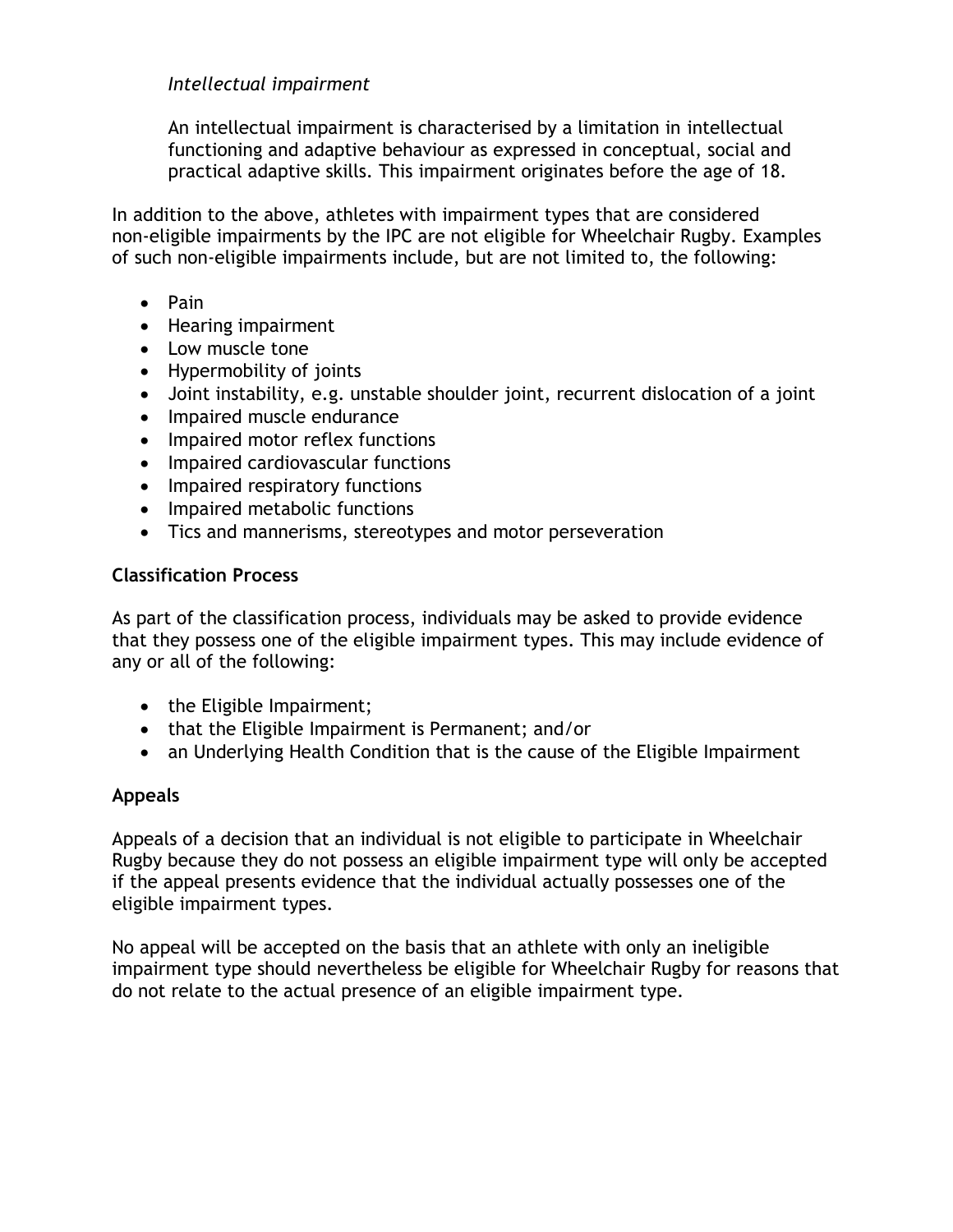*Intellectual impairment*

An intellectual impairment is characterised by a limitation in intellectual functioning and adaptive behaviour as expressed in conceptual, social and practical adaptive skills. This impairment originates before the age of 18.

In addition to the above, athletes with impairment types that are considered non-eligible impairments by the IPC are not eligible for Wheelchair Rugby. Examples of such non-eligible impairments include, but are not limited to, the following:

- Pain
- Hearing impairment
- Low muscle tone
- Hypermobility of joints
- Joint instability, e.g. unstable shoulder joint, recurrent dislocation of a joint
- Impaired muscle endurance
- Impaired motor reflex functions
- Impaired cardiovascular functions
- Impaired respiratory functions
- Impaired metabolic functions
- Tics and mannerisms, stereotypes and motor perseveration

**Classification Process**

As part of the classification process, individuals may be asked to provide evidence that they possess one of the eligible impairment types. This may include evidence of any or all of the following:

- the Eligible Impairment;
- that the Eligible Impairment is Permanent; and/or
- an Underlying Health Condition that is the cause of the Eligible Impairment

**Appeals**

Appeals of a decision that an individual is not eligible to participate in Wheelchair Rugby because they do not possess an eligible impairment type will only be accepted if the appeal presents evidence that the individual actually possesses one of the eligible impairment types.

No appeal will be accepted on the basis that an athlete with only an ineligible impairment type should nevertheless be eligible for Wheelchair Rugby for reasons that do not relate to the actual presence of an eligible impairment type.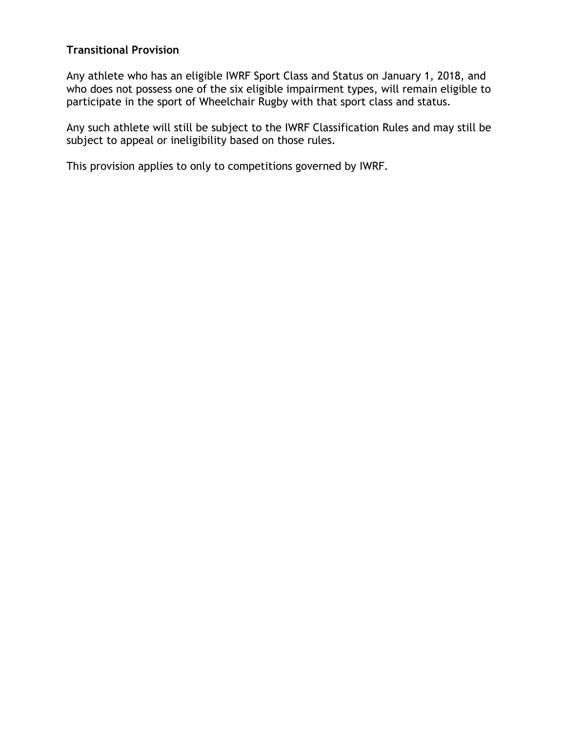**Transitional Provision**

Any athlete who has an eligible IWRF Sport Class and Status on January 1, 2018, and who does not possess one of the six eligible impairment types, will remain eligible to participate in the sport of Wheelchair Rugby with that sport class and status.

Any such athlete will still be subject to the IWRF Classification Rules and may still be subject to appeal or ineligibility based on those rules.

This provision applies to only to competitions governed by IWRF.